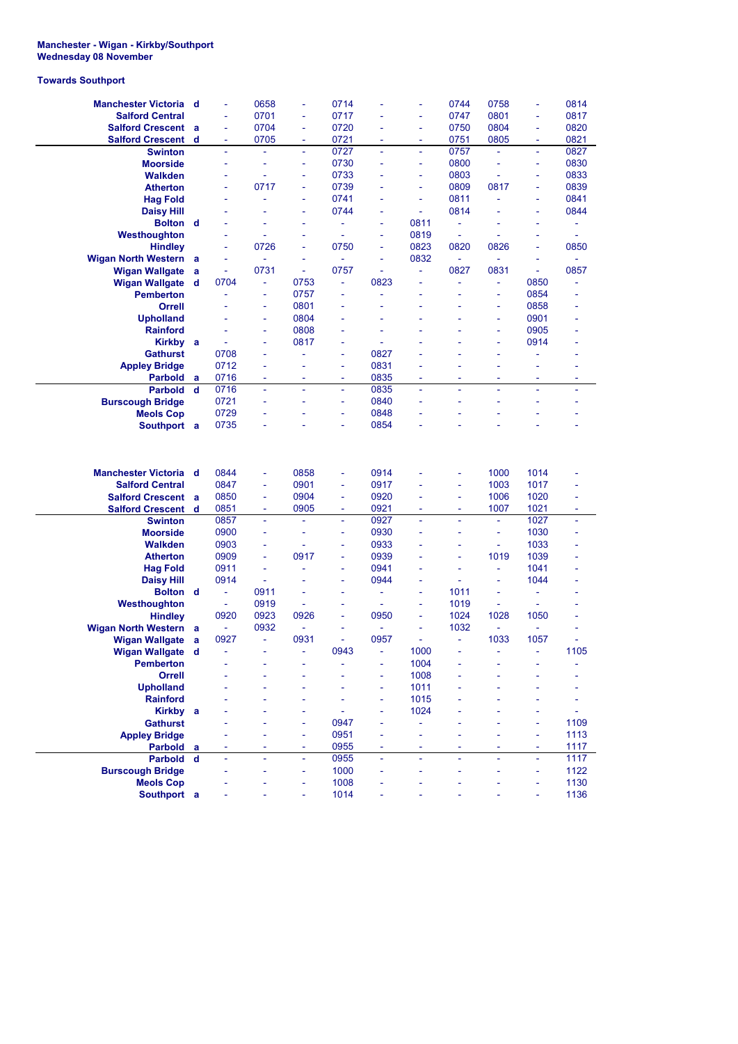**Manchester - Wigan - Kirkby/Southport**
**Wednesday 08 November**

**Towards Southport**

| Station | | | | | | | | | | | |
|---|---|---|---|---|---|---|---|---|---|---|---|
| Manchester Victoria | d | - | 0658 | - | 0714 | - | - | 0744 | 0758 | - | 0814 |
| Salford Central | | - | 0701 | - | 0717 | - | - | 0747 | 0801 | - | 0817 |
| Salford Crescent | a | - | 0704 | - | 0720 | - | - | 0750 | 0804 | - | 0820 |
| Salford Crescent | d | - | 0705 | - | 0721 | - | - | 0751 | 0805 | - | 0821 |
| Swinton | | - | - | - | 0727 | - | - | 0757 | - | - | 0827 |
| Moorside | | - | - | - | 0730 | - | - | 0800 | - | - | 0830 |
| Walkden | | - | - | - | 0733 | - | - | 0803 | - | - | 0833 |
| Atherton | | - | 0717 | - | 0739 | - | - | 0809 | 0817 | - | 0839 |
| Hag Fold | | - | - | - | 0741 | - | - | 0811 | - | - | 0841 |
| Daisy Hill | | - | - | - | 0744 | - | - | 0814 | - | - | 0844 |
| Bolton | d | - | - | - | - | - | 0811 | - | - | - | - |
| Westhoughton | | - | - | - | - | - | 0819 | - | - | - | - |
| Hindley | | - | 0726 | - | 0750 | - | 0823 | 0820 | 0826 | - | 0850 |
| Wigan North Western | a | - | - | - | - | - | 0832 | - | - | - | - |
| Wigan Wallgate | a | - | 0731 | - | 0757 | - | - | 0827 | 0831 | - | 0857 |
| Wigan Wallgate | d | 0704 | - | 0753 | - | 0823 | - | - | - | 0850 | - |
| Pemberton | | - | - | 0757 | - | - | - | - | - | 0854 | - |
| Orrell | | - | - | 0801 | - | - | - | - | - | 0858 | - |
| Upholland | | - | - | 0804 | - | - | - | - | - | 0901 | - |
| Rainford | | - | - | 0808 | - | - | - | - | - | 0905 | - |
| Kirkby | a | - | - | 0817 | - | - | - | - | - | 0914 | - |
| Gathurst | | 0708 | - | - | - | 0827 | - | - | - | - | - |
| Appley Bridge | | 0712 | - | - | - | 0831 | - | - | - | - | - |
| Parbold | a | 0716 | - | - | - | 0835 | - | - | - | - | - |
| Parbold | d | 0716 | - | - | - | 0835 | - | - | - | - | - |
| Burscough Bridge | | 0721 | - | - | - | 0840 | - | - | - | - | - |
| Meols Cop | | 0729 | - | - | - | 0848 | - | - | - | - | - |
| Southport | a | 0735 | - | - | - | 0854 | - | - | - | - | - |

| Station | | | | | | | | | | | |
|---|---|---|---|---|---|---|---|---|---|---|---|
| Manchester Victoria | d | 0844 | - | 0858 | - | 0914 | - | - | 1000 | 1014 | - |
| Salford Central | | 0847 | - | 0901 | - | 0917 | - | - | 1003 | 1017 | - |
| Salford Crescent | a | 0850 | - | 0904 | - | 0920 | - | - | 1006 | 1020 | - |
| Salford Crescent | d | 0851 | - | 0905 | - | 0921 | - | - | 1007 | 1021 | - |
| Swinton | | 0857 | - | - | - | 0927 | - | - | - | 1027 | - |
| Moorside | | 0900 | - | - | - | 0930 | - | - | - | 1030 | - |
| Walkden | | 0903 | - | - | - | 0933 | - | - | - | 1033 | - |
| Atherton | | 0909 | - | 0917 | - | 0939 | - | - | 1019 | 1039 | - |
| Hag Fold | | 0911 | - | - | - | 0941 | - | - | - | 1041 | - |
| Daisy Hill | | 0914 | - | - | - | 0944 | - | - | - | 1044 | - |
| Bolton | d | - | 0911 | - | - | - | - | 1011 | - | - | - |
| Westhoughton | | - | 0919 | - | - | - | - | 1019 | - | - | - |
| Hindley | | 0920 | 0923 | 0926 | - | 0950 | - | 1024 | 1028 | 1050 | - |
| Wigan North Western | a | - | 0932 | - | - | - | - | 1032 | - | - | - |
| Wigan Wallgate | a | 0927 | - | 0931 | - | 0957 | - | - | 1033 | 1057 | - |
| Wigan Wallgate | d | - | - | - | 0943 | - | 1000 | - | - | - | 1105 |
| Pemberton | | - | - | - | - | - | 1004 | - | - | - | - |
| Orrell | | - | - | - | - | - | 1008 | - | - | - | - |
| Upholland | | - | - | - | - | - | 1011 | - | - | - | - |
| Rainford | | - | - | - | - | - | 1015 | - | - | - | - |
| Kirkby | a | - | - | - | - | - | 1024 | - | - | - | - |
| Gathurst | | - | - | - | 0947 | - | - | - | - | - | 1109 |
| Appley Bridge | | - | - | - | 0951 | - | - | - | - | - | 1113 |
| Parbold | a | - | - | - | 0955 | - | - | - | - | - | 1117 |
| Parbold | d | - | - | - | 0955 | - | - | - | - | - | 1117 |
| Burscough Bridge | | - | - | - | 1000 | - | - | - | - | - | 1122 |
| Meols Cop | | - | - | - | 1008 | - | - | - | - | - | 1130 |
| Southport | a | - | - | - | 1014 | - | - | - | - | - | 1136 |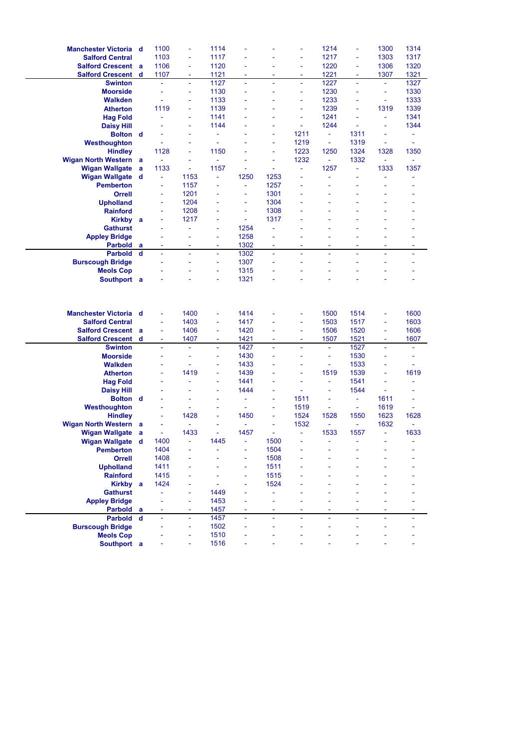| Station | | | | | | | | | | | |
|---|---|---|---|---|---|---|---|---|---|---|---|
| Manchester Victoria | d | 1100 | - | 1114 | - | - | - | 1214 | - | 1300 | 1314 |
| Salford Central | | 1103 | - | 1117 | - | - | - | 1217 | - | 1303 | 1317 |
| Salford Crescent | a | 1106 | - | 1120 | - | - | - | 1220 | - | 1306 | 1320 |
| Salford Crescent | d | 1107 | - | 1121 | - | - | - | 1221 | - | 1307 | 1321 |
| Swinton | | - | - | 1127 | - | - | - | 1227 | - | - | 1327 |
| Moorside | | - | - | 1130 | - | - | - | 1230 | - | - | 1330 |
| Walkden | | - | - | 1133 | - | - | - | 1233 | - | - | 1333 |
| Atherton | | 1119 | - | 1139 | - | - | - | 1239 | - | 1319 | 1339 |
| Hag Fold | | - | - | 1141 | - | - | - | 1241 | - | - | 1341 |
| Daisy Hill | | - | - | 1144 | - | - | - | 1244 | - | - | 1344 |
| Bolton | d | - | - | - | - | - | 1211 | - | 1311 | - | - |
| Westhoughton | | - | - | - | - | - | 1219 | - | 1319 | - | - |
| Hindley | | 1128 | - | 1150 | - | - | 1223 | 1250 | 1324 | 1328 | 1350 |
| Wigan North Western | a | - | - | - | - | - | 1232 | - | 1332 | - | - |
| Wigan Wallgate | a | 1133 | - | 1157 | - | - | - | 1257 | - | 1333 | 1357 |
| Wigan Wallgate | d | - | 1153 | - | 1250 | 1253 | - | - | - | - | - |
| Pemberton | | - | 1157 | - | - | 1257 | - | - | - | - | - |
| Orrell | | - | 1201 | - | - | 1301 | - | - | - | - | - |
| Upholland | | - | 1204 | - | - | 1304 | - | - | - | - | - |
| Rainford | | - | 1208 | - | - | 1308 | - | - | - | - | - |
| Kirkby | a | - | 1217 | - | - | 1317 | - | - | - | - | - |
| Gathurst | | - | - | - | 1254 | - | - | - | - | - | - |
| Appley Bridge | | - | - | - | 1258 | - | - | - | - | - | - |
| Parbold | a | - | - | - | 1302 | - | - | - | - | - | - |
| Parbold | d | - | - | - | 1302 | - | - | - | - | - | - |
| Burscough Bridge | | - | - | - | 1307 | - | - | - | - | - | - |
| Meols Cop | | - | - | - | 1315 | - | - | - | - | - | - |
| Southport | a | - | - | - | 1321 | - | - | - | - | - | - |

| Station | | | | | | | | | | | |
|---|---|---|---|---|---|---|---|---|---|---|---|
| Manchester Victoria | d | - | 1400 | - | 1414 | - | - | 1500 | 1514 | - | 1600 |
| Salford Central | | - | 1403 | - | 1417 | - | - | 1503 | 1517 | - | 1603 |
| Salford Crescent | a | - | 1406 | - | 1420 | - | - | 1506 | 1520 | - | 1606 |
| Salford Crescent | d | - | 1407 | - | 1421 | - | - | 1507 | 1521 | - | 1607 |
| Swinton | | - | - | - | 1427 | - | - | - | 1527 | - | - |
| Moorside | | - | - | - | 1430 | - | - | - | 1530 | - | - |
| Walkden | | - | - | - | 1433 | - | - | - | 1533 | - | - |
| Atherton | | - | 1419 | - | 1439 | - | - | 1519 | 1539 | - | 1619 |
| Hag Fold | | - | - | - | 1441 | - | - | - | 1541 | - | - |
| Daisy Hill | | - | - | - | 1444 | - | - | - | 1544 | - | - |
| Bolton | d | - | - | - | - | - | 1511 | - | - | 1611 | - |
| Westhoughton | | - | - | - | - | - | 1519 | - | - | 1619 | - |
| Hindley | | - | 1428 | - | 1450 | - | 1524 | 1528 | 1550 | 1623 | 1628 |
| Wigan North Western | a | - | - | - | - | - | 1532 | - | - | 1632 | - |
| Wigan Wallgate | a | - | 1433 | - | 1457 | - | - | 1533 | 1557 | - | 1633 |
| Wigan Wallgate | d | 1400 | - | 1445 | - | 1500 | - | - | - | - | - |
| Pemberton | | 1404 | - | - | - | 1504 | - | - | - | - | - |
| Orrell | | 1408 | - | - | - | 1508 | - | - | - | - | - |
| Upholland | | 1411 | - | - | - | 1511 | - | - | - | - | - |
| Rainford | | 1415 | - | - | - | 1515 | - | - | - | - | - |
| Kirkby | a | 1424 | - | - | - | 1524 | - | - | - | - | - |
| Gathurst | | - | - | 1449 | - | - | - | - | - | - | - |
| Appley Bridge | | - | - | 1453 | - | - | - | - | - | - | - |
| Parbold | a | - | - | 1457 | - | - | - | - | - | - | - |
| Parbold | d | - | - | 1457 | - | - | - | - | - | - | - |
| Burscough Bridge | | - | - | 1502 | - | - | - | - | - | - | - |
| Meols Cop | | - | - | 1510 | - | - | - | - | - | - | - |
| Southport | a | - | - | 1516 | - | - | - | - | - | - | - |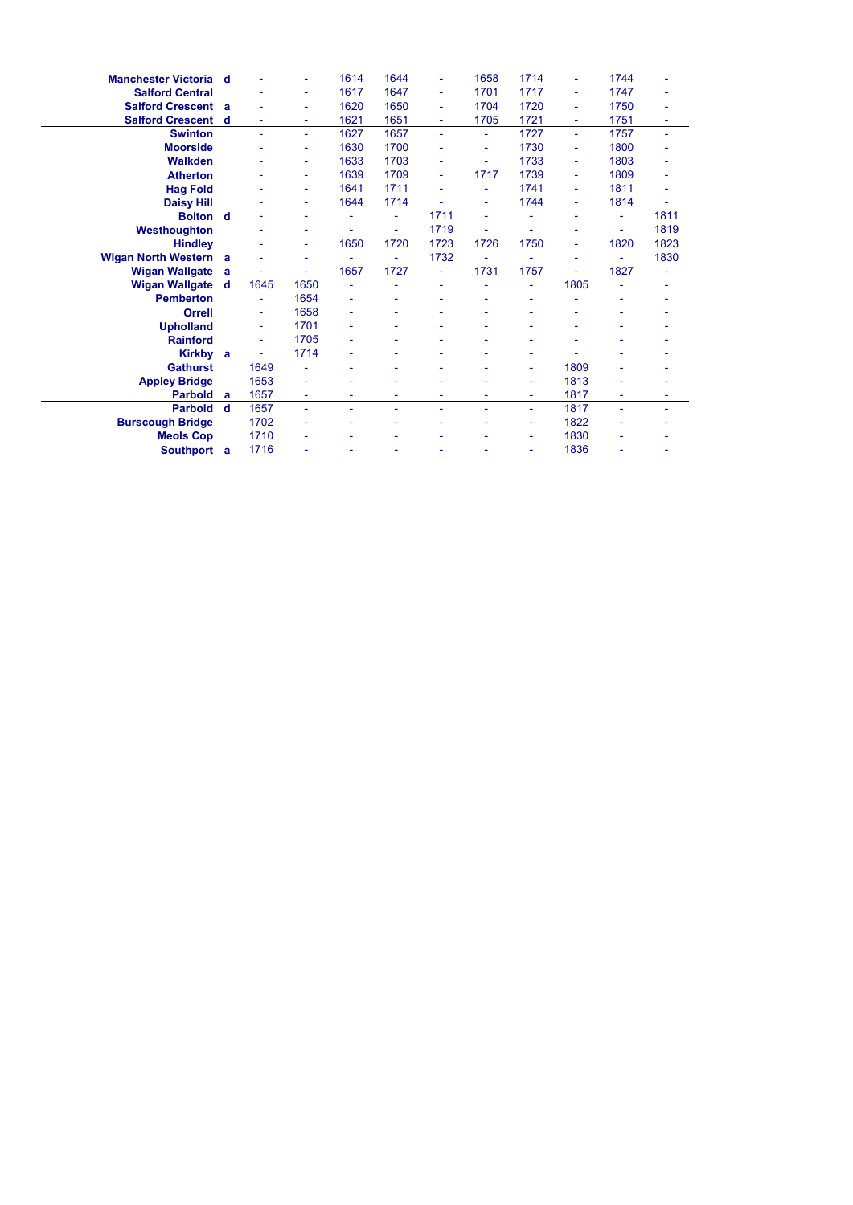| Station | | | | | | | | | | | |
|---|---|---|---|---|---|---|---|---|---|---|---|
| Manchester Victoria | d | - | - | 1614 | 1644 | - | 1658 | 1714 | - | 1744 | - |
| Salford Central | | - | - | 1617 | 1647 | - | 1701 | 1717 | - | 1747 | - |
| Salford Crescent | a | - | - | 1620 | 1650 | - | 1704 | 1720 | - | 1750 | - |
| Salford Crescent | d | - | - | 1621 | 1651 | - | 1705 | 1721 | - | 1751 | - |
| Swinton | | - | - | 1627 | 1657 | - | - | 1727 | - | 1757 | - |
| Moorside | | - | - | 1630 | 1700 | - | - | 1730 | - | 1800 | - |
| Walkden | | - | - | 1633 | 1703 | - | - | 1733 | - | 1803 | - |
| Atherton | | - | - | 1639 | 1709 | - | 1717 | 1739 | - | 1809 | - |
| Hag Fold | | - | - | 1641 | 1711 | - | - | 1741 | - | 1811 | - |
| Daisy Hill | | - | - | 1644 | 1714 | - | - | 1744 | - | 1814 | - |
| Bolton | d | - | - | - | - | 1711 | - | - | - | - | 1811 |
| Westhoughton | | - | - | - | - | 1719 | - | - | - | - | 1819 |
| Hindley | | - | - | 1650 | 1720 | 1723 | 1726 | 1750 | - | 1820 | 1823 |
| Wigan North Western | a | - | - | - | - | 1732 | - | - | - | - | 1830 |
| Wigan Wallgate | a | - | - | 1657 | 1727 | - | 1731 | 1757 | - | 1827 | - |
| Wigan Wallgate | d | 1645 | 1650 | - | - | - | - | - | 1805 | - | - |
| Pemberton | | - | 1654 | - | - | - | - | - | - | - | - |
| Orrell | | - | 1658 | - | - | - | - | - | - | - | - |
| Upholland | | - | 1701 | - | - | - | - | - | - | - | - |
| Rainford | | - | 1705 | - | - | - | - | - | - | - | - |
| Kirkby | a | - | 1714 | - | - | - | - | - | - | - | - |
| Gathurst | | 1649 | - | - | - | - | - | - | 1809 | - | - |
| Appley Bridge | | 1653 | - | - | - | - | - | - | 1813 | - | - |
| Parbold | a | 1657 | - | - | - | - | - | - | 1817 | - | - |
| Parbold | d | 1657 | - | - | - | - | - | - | 1817 | - | - |
| Burscough Bridge | | 1702 | - | - | - | - | - | - | 1822 | - | - |
| Meols Cop | | 1710 | - | - | - | - | - | - | 1830 | - | - |
| Southport | a | 1716 | - | - | - | - | - | - | 1836 | - | - |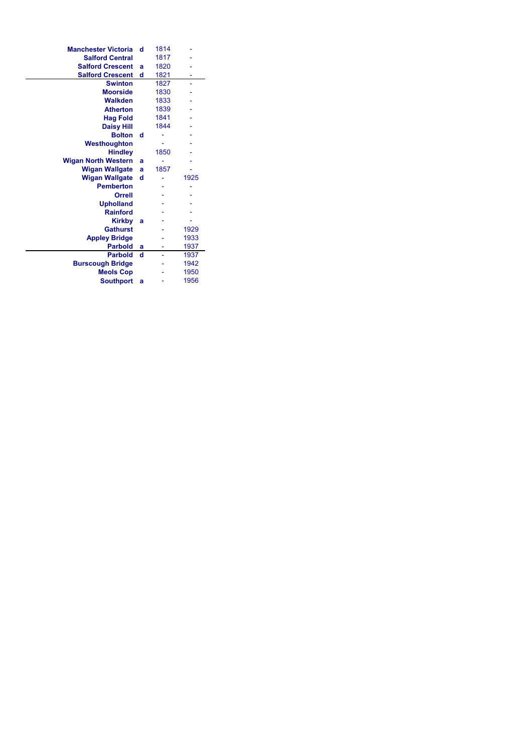| Station | | | |
|---|---|---|---|
| Manchester Victoria | d | 1814 | - |
| Salford Central | | 1817 | - |
| Salford Crescent | a | 1820 | - |
| Salford Crescent | d | 1821 | - |
| Swinton | | 1827 | - |
| Moorside | | 1830 | - |
| Walkden | | 1833 | - |
| Atherton | | 1839 | - |
| Hag Fold | | 1841 | - |
| Daisy Hill | | 1844 | - |
| Bolton | d | - | - |
| Westhoughton | | - | - |
| Hindley | | 1850 | - |
| Wigan North Western | a | - | - |
| Wigan Wallgate | a | 1857 | - |
| Wigan Wallgate | d | - | 1925 |
| Pemberton | | - | - |
| Orrell | | - | - |
| Upholland | | - | - |
| Rainford | | - | - |
| Kirkby | a | - | - |
| Gathurst | | - | 1929 |
| Appley Bridge | | - | 1933 |
| Parbold | a | - | 1937 |
| Parbold | d | - | 1937 |
| Burscough Bridge | | - | 1942 |
| Meols Cop | | - | 1950 |
| Southport | a | - | 1956 |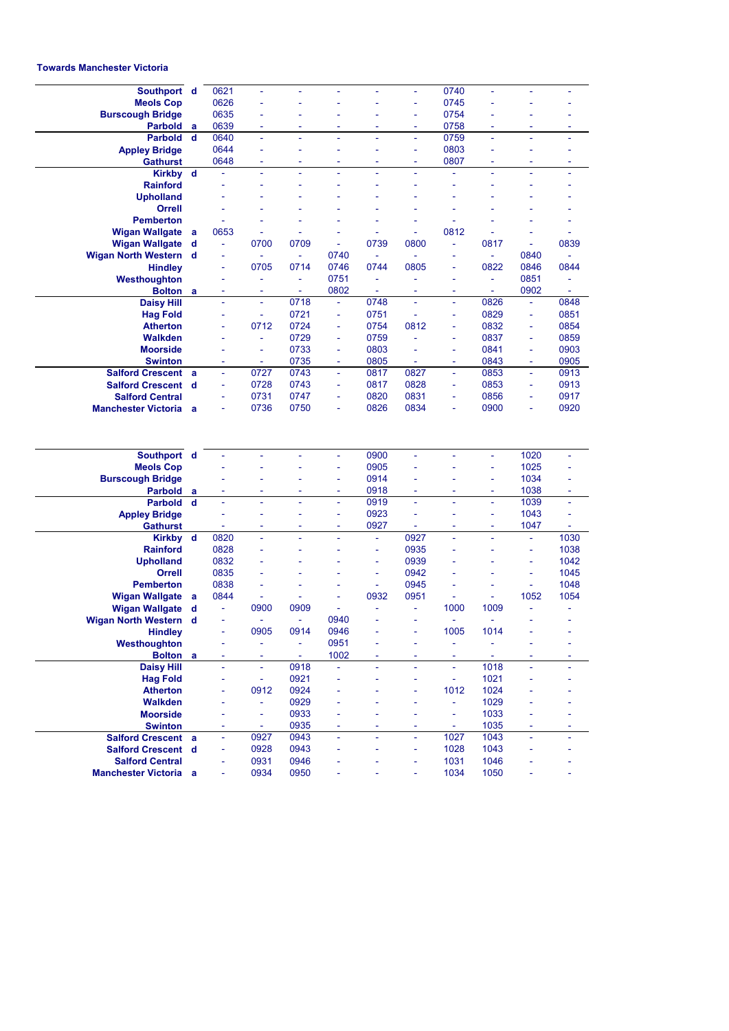### Towards Manchester Victoria

| Station | | | | | | | | | | | |
|---|---|---|---|---|---|---|---|---|---|---|---|
| Southport | d | 0621 | - | - | - | - | - | 0740 | - | - | - |
| Meols Cop | | 0626 | - | - | - | - | - | 0745 | - | - | - |
| Burscough Bridge | | 0635 | - | - | - | - | - | 0754 | - | - | - |
| Parbold | a | 0639 | - | - | - | - | - | 0758 | - | - | - |
| Parbold | d | 0640 | - | - | - | - | - | 0759 | - | - | - |
| Appley Bridge | | 0644 | - | - | - | - | - | 0803 | - | - | - |
| Gathurst | | 0648 | - | - | - | - | - | 0807 | - | - | - |
| Kirkby | d | - | - | - | - | - | - | - | - | - | - |
| Rainford | | - | - | - | - | - | - | - | - | - | - |
| Upholland | | - | - | - | - | - | - | - | - | - | - |
| Orrell | | - | - | - | - | - | - | - | - | - | - |
| Pemberton | | - | - | - | - | - | - | - | - | - | - |
| Wigan Wallgate | a | 0653 | - | - | - | - | - | 0812 | - | - | - |
| Wigan Wallgate | d | - | 0700 | 0709 | - | 0739 | 0800 | - | 0817 | - | 0839 |
| Wigan North Western | d | - | - | - | 0740 | - | - | - | - | 0840 | - |
| Hindley | | - | 0705 | 0714 | 0746 | 0744 | 0805 | - | 0822 | 0846 | 0844 |
| Westhoughton | | - | - | - | 0751 | - | - | - | - | 0851 | - |
| Bolton | a | - | - | - | 0802 | - | - | - | - | 0902 | - |
| Daisy Hill | | - | - | 0718 | - | 0748 | - | - | 0826 | - | 0848 |
| Hag Fold | | - | - | 0721 | - | 0751 | - | - | 0829 | - | 0851 |
| Atherton | | - | 0712 | 0724 | - | 0754 | 0812 | - | 0832 | - | 0854 |
| Walkden | | - | - | 0729 | - | 0759 | - | - | 0837 | - | 0859 |
| Moorside | | - | - | 0733 | - | 0803 | - | - | 0841 | - | 0903 |
| Swinton | | - | - | 0735 | - | 0805 | - | - | 0843 | - | 0905 |
| Salford Crescent | a | - | 0727 | 0743 | - | 0817 | 0827 | - | 0853 | - | 0913 |
| Salford Crescent | d | - | 0728 | 0743 | - | 0817 | 0828 | - | 0853 | - | 0913 |
| Salford Central | | - | 0731 | 0747 | - | 0820 | 0831 | - | 0856 | - | 0917 |
| Manchester Victoria | a | - | 0736 | 0750 | - | 0826 | 0834 | - | 0900 | - | 0920 |

| Station | | | | | | | | | | | |
|---|---|---|---|---|---|---|---|---|---|---|---|
| Southport | d | - | - | - | - | 0900 | - | - | - | 1020 | - |
| Meols Cop | | - | - | - | - | 0905 | - | - | - | 1025 | - |
| Burscough Bridge | | - | - | - | - | 0914 | - | - | - | 1034 | - |
| Parbold | a | - | - | - | - | 0918 | - | - | - | 1038 | - |
| Parbold | d | - | - | - | - | 0919 | - | - | - | 1039 | - |
| Appley Bridge | | - | - | - | - | 0923 | - | - | - | 1043 | - |
| Gathurst | | - | - | - | - | 0927 | - | - | - | 1047 | - |
| Kirkby | d | 0820 | - | - | - | - | 0927 | - | - | - | 1030 |
| Rainford | | 0828 | - | - | - | - | 0935 | - | - | - | 1038 |
| Upholland | | 0832 | - | - | - | - | 0939 | - | - | - | 1042 |
| Orrell | | 0835 | - | - | - | - | 0942 | - | - | - | 1045 |
| Pemberton | | 0838 | - | - | - | - | 0945 | - | - | - | 1048 |
| Wigan Wallgate | a | 0844 | - | - | - | 0932 | 0951 | - | - | 1052 | 1054 |
| Wigan Wallgate | d | - | 0900 | 0909 | - | - | - | 1000 | 1009 | - | - |
| Wigan North Western | d | - | - | - | 0940 | - | - | - | - | - | - |
| Hindley | | - | 0905 | 0914 | 0946 | - | - | 1005 | 1014 | - | - |
| Westhoughton | | - | - | - | 0951 | - | - | - | - | - | - |
| Bolton | a | - | - | - | 1002 | - | - | - | - | - | - |
| Daisy Hill | | - | - | 0918 | - | - | - | - | 1018 | - | - |
| Hag Fold | | - | - | 0921 | - | - | - | - | 1021 | - | - |
| Atherton | | - | 0912 | 0924 | - | - | - | 1012 | 1024 | - | - |
| Walkden | | - | - | 0929 | - | - | - | - | 1029 | - | - |
| Moorside | | - | - | 0933 | - | - | - | - | 1033 | - | - |
| Swinton | | - | - | 0935 | - | - | - | - | 1035 | - | - |
| Salford Crescent | a | - | 0927 | 0943 | - | - | - | 1027 | 1043 | - | - |
| Salford Crescent | d | - | 0928 | 0943 | - | - | - | 1028 | 1043 | - | - |
| Salford Central | | - | 0931 | 0946 | - | - | - | 1031 | 1046 | - | - |
| Manchester Victoria | a | - | 0934 | 0950 | - | - | - | 1034 | 1050 | - | - |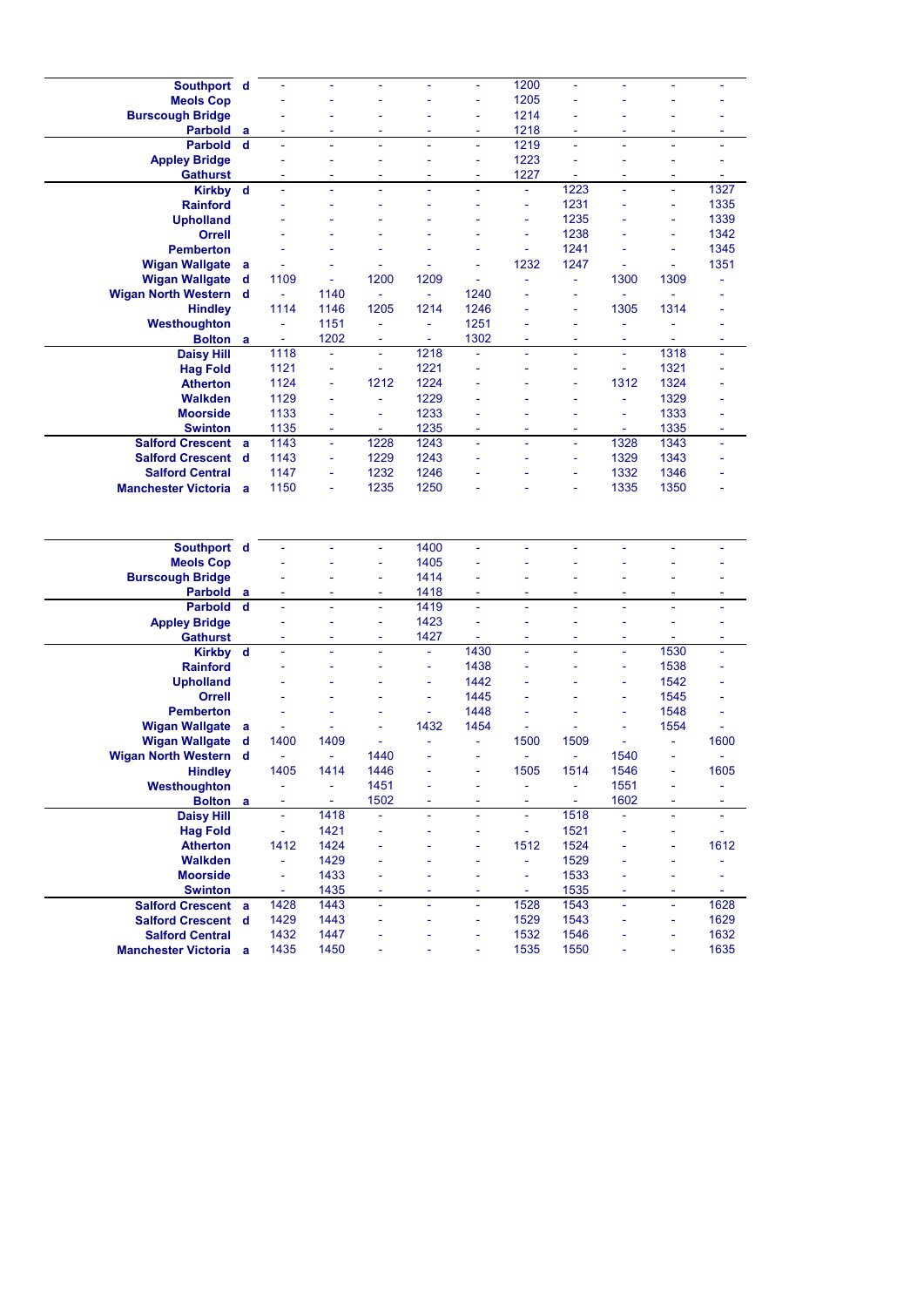| Station | | | | | | | | | | | |
|---|---|---|---|---|---|---|---|---|---|---|---|
| Southport | d | - | - | - | - | - | 1200 | - | - | - | - |
| Meols Cop | | - | - | - | - | - | 1205 | - | - | - | - |
| Burscough Bridge | | - | - | - | - | - | 1214 | - | - | - | - |
| Parbold | a | - | - | - | - | - | 1218 | - | - | - | - |
| Parbold | d | - | - | - | - | - | 1219 | - | - | - | - |
| Appley Bridge | | - | - | - | - | - | 1223 | - | - | - | - |
| Gathurst | | - | - | - | - | - | 1227 | - | - | - | - |
| Kirkby | d | - | - | - | - | - | - | 1223 | - | - | 1327 |
| Rainford | | - | - | - | - | - | - | 1231 | - | - | 1335 |
| Upholland | | - | - | - | - | - | - | 1235 | - | - | 1339 |
| Orrell | | - | - | - | - | - | - | 1238 | - | - | 1342 |
| Pemberton | | - | - | - | - | - | - | 1241 | - | - | 1345 |
| Wigan Wallgate | a | - | - | - | - | - | 1232 | 1247 | - | - | 1351 |
| Wigan Wallgate | d | 1109 | - | 1200 | 1209 | - | - | - | 1300 | 1309 | - |
| Wigan North Western | d | - | 1140 | - | - | 1240 | - | - | - | - | - |
| Hindley | | 1114 | 1146 | 1205 | 1214 | 1246 | - | - | 1305 | 1314 | - |
| Westhoughton | | - | 1151 | - | - | 1251 | - | - | - | - | - |
| Bolton | a | - | 1202 | - | - | 1302 | - | - | - | - | - |
| Daisy Hill | | 1118 | - | - | 1218 | - | - | - | - | 1318 | - |
| Hag Fold | | 1121 | - | - | 1221 | - | - | - | - | 1321 | - |
| Atherton | | 1124 | - | 1212 | 1224 | - | - | - | 1312 | 1324 | - |
| Walkden | | 1129 | - | - | 1229 | - | - | - | - | 1329 | - |
| Moorside | | 1133 | - | - | 1233 | - | - | - | - | 1333 | - |
| Swinton | | 1135 | - | - | 1235 | - | - | - | - | 1335 | - |
| Salford Crescent | a | 1143 | - | 1228 | 1243 | - | - | - | 1328 | 1343 | - |
| Salford Crescent | d | 1143 | - | 1229 | 1243 | - | - | - | 1329 | 1343 | - |
| Salford Central | | 1147 | - | 1232 | 1246 | - | - | - | 1332 | 1346 | - |
| Manchester Victoria | a | 1150 | - | 1235 | 1250 | - | - | - | 1335 | 1350 | - |

| Station | | | | | | | | | | | |
|---|---|---|---|---|---|---|---|---|---|---|---|
| Southport | d | - | - | - | 1400 | - | - | - | - | - | - |
| Meols Cop | | - | - | - | 1405 | - | - | - | - | - | - |
| Burscough Bridge | | - | - | - | 1414 | - | - | - | - | - | - |
| Parbold | a | - | - | - | 1418 | - | - | - | - | - | - |
| Parbold | d | - | - | - | 1419 | - | - | - | - | - | - |
| Appley Bridge | | - | - | - | 1423 | - | - | - | - | - | - |
| Gathurst | | - | - | - | 1427 | - | - | - | - | - | - |
| Kirkby | d | - | - | - | - | 1430 | - | - | - | 1530 | - |
| Rainford | | - | - | - | - | 1438 | - | - | - | 1538 | - |
| Upholland | | - | - | - | - | 1442 | - | - | - | 1542 | - |
| Orrell | | - | - | - | - | 1445 | - | - | - | 1545 | - |
| Pemberton | | - | - | - | - | 1448 | - | - | - | 1548 | - |
| Wigan Wallgate | a | - | - | - | 1432 | 1454 | - | - | - | 1554 | - |
| Wigan Wallgate | d | 1400 | 1409 | - | - | - | 1500 | 1509 | - | - | 1600 |
| Wigan North Western | d | - | - | 1440 | - | - | - | - | 1540 | - | - |
| Hindley | | 1405 | 1414 | 1446 | - | - | 1505 | 1514 | 1546 | - | 1605 |
| Westhoughton | | - | - | 1451 | - | - | - | - | 1551 | - | - |
| Bolton | a | - | - | 1502 | - | - | - | - | 1602 | - | - |
| Daisy Hill | | - | 1418 | - | - | - | - | 1518 | - | - | - |
| Hag Fold | | - | 1421 | - | - | - | - | 1521 | - | - | - |
| Atherton | | 1412 | 1424 | - | - | - | 1512 | 1524 | - | - | 1612 |
| Walkden | | - | 1429 | - | - | - | - | 1529 | - | - | - |
| Moorside | | - | 1433 | - | - | - | - | 1533 | - | - | - |
| Swinton | | - | 1435 | - | - | - | - | 1535 | - | - | - |
| Salford Crescent | a | 1428 | 1443 | - | - | - | 1528 | 1543 | - | - | 1628 |
| Salford Crescent | d | 1429 | 1443 | - | - | - | 1529 | 1543 | - | - | 1629 |
| Salford Central | | 1432 | 1447 | - | - | - | 1532 | 1546 | - | - | 1632 |
| Manchester Victoria | a | 1435 | 1450 | - | - | - | 1535 | 1550 | - | - | 1635 |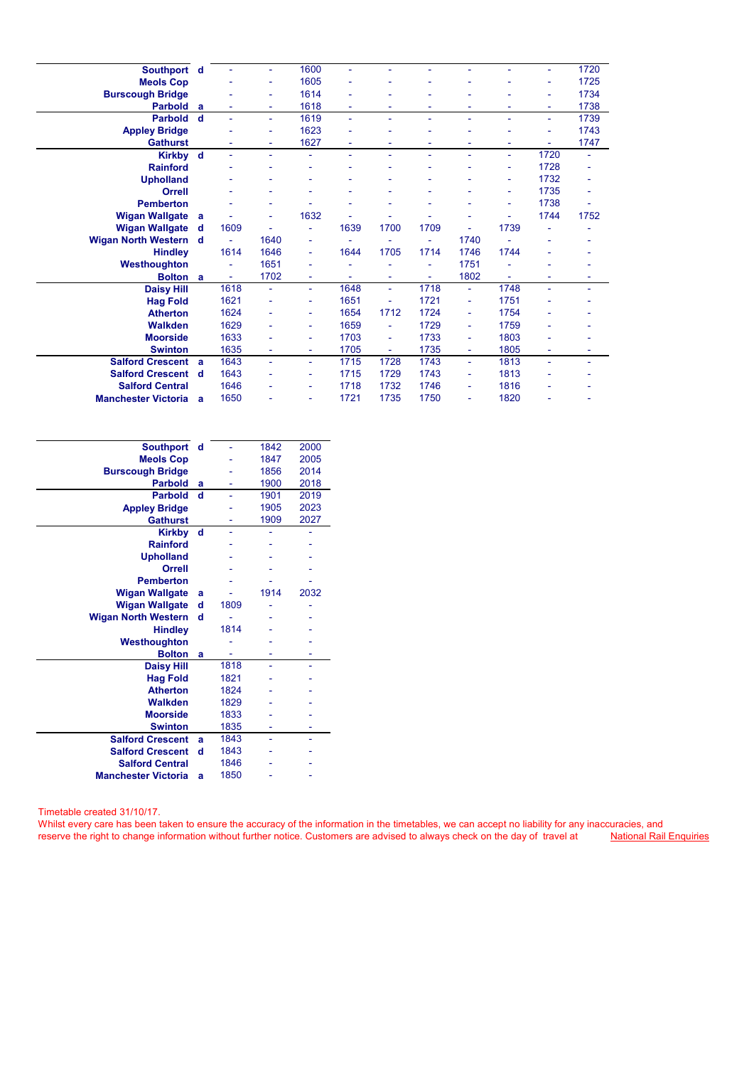| | | | | | | | | | | | |
|---|---|---|---|---|---|---|---|---|---|---|---|
| **Southport** | **d** | - | - | 1600 | - | - | - | - | - | - | 1720 |
| **Meols Cop** | | - | - | 1605 | - | - | - | - | - | - | 1725 |
| **Burscough Bridge** | | - | - | 1614 | - | - | - | - | - | - | 1734 |
| **Parbold** | **a** | - | - | 1618 | - | - | - | - | - | - | 1738 |
| **Parbold** | **d** | - | - | 1619 | - | - | - | - | - | - | 1739 |
| **Appley Bridge** | | - | - | 1623 | - | - | - | - | - | - | 1743 |
| **Gathurst** | | - | - | 1627 | - | - | - | - | - | - | 1747 |
| **Kirkby** | **d** | - | - | - | - | - | - | - | - | 1720 | - |
| **Rainford** | | - | - | - | - | - | - | - | - | 1728 | - |
| **Upholland** | | - | - | - | - | - | - | - | - | 1732 | - |
| **Orrell** | | - | - | - | - | - | - | - | - | 1735 | - |
| **Pemberton** | | - | - | - | - | - | - | - | - | 1738 | - |
| **Wigan Wallgate** | **a** | - | - | 1632 | - | - | - | - | - | 1744 | 1752 |
| **Wigan Wallgate** | **d** | 1609 | - | - | 1639 | 1700 | 1709 | - | 1739 | - | - |
| **Wigan North Western** | **d** | - | 1640 | - | - | - | - | 1740 | - | - | - |
| **Hindley** | | 1614 | 1646 | - | 1644 | 1705 | 1714 | 1746 | 1744 | - | - |
| **Westhoughton** | | - | 1651 | - | - | - | - | 1751 | - | - | - |
| **Bolton** | **a** | - | 1702 | - | - | - | - | 1802 | - | - | - |
| **Daisy Hill** | | 1618 | - | - | 1648 | - | 1718 | - | 1748 | - | - |
| **Hag Fold** | | 1621 | - | - | 1651 | - | 1721 | - | 1751 | - | - |
| **Atherton** | | 1624 | - | - | 1654 | 1712 | 1724 | - | 1754 | - | - |
| **Walkden** | | 1629 | - | - | 1659 | - | 1729 | - | 1759 | - | - |
| **Moorside** | | 1633 | - | - | 1703 | - | 1733 | - | 1803 | - | - |
| **Swinton** | | 1635 | - | - | 1705 | - | 1735 | - | 1805 | - | - |
| **Salford Crescent** | **a** | 1643 | - | - | 1715 | 1728 | 1743 | - | 1813 | - | - |
| **Salford Crescent** | **d** | 1643 | - | - | 1715 | 1729 | 1743 | - | 1813 | - | - |
| **Salford Central** | | 1646 | - | - | 1718 | 1732 | 1746 | - | 1816 | - | - |
| **Manchester Victoria** | **a** | 1650 | - | - | 1721 | 1735 | 1750 | - | 1820 | - | - |

| | | | | |
|---|---|---|---|---|
| **Southport** | **d** | - | 1842 | 2000 |
| **Meols Cop** | | - | 1847 | 2005 |
| **Burscough Bridge** | | - | 1856 | 2014 |
| **Parbold** | **a** | - | 1900 | 2018 |
| **Parbold** | **d** | - | 1901 | 2019 |
| **Appley Bridge** | | - | 1905 | 2023 |
| **Gathurst** | | - | 1909 | 2027 |
| **Kirkby** | **d** | - | - | - |
| **Rainford** | | - | - | - |
| **Upholland** | | - | - | - |
| **Orrell** | | - | - | - |
| **Pemberton** | | - | - | - |
| **Wigan Wallgate** | **a** | - | 1914 | 2032 |
| **Wigan Wallgate** | **d** | 1809 | - | - |
| **Wigan North Western** | **d** | - | - | - |
| **Hindley** | | 1814 | - | - |
| **Westhoughton** | | - | - | - |
| **Bolton** | **a** | - | - | - |
| **Daisy Hill** | | 1818 | - | - |
| **Hag Fold** | | 1821 | - | - |
| **Atherton** | | 1824 | - | - |
| **Walkden** | | 1829 | - | - |
| **Moorside** | | 1833 | - | - |
| **Swinton** | | 1835 | - | - |
| **Salford Crescent** | **a** | 1843 | - | - |
| **Salford Crescent** | **d** | 1843 | - | - |
| **Salford Central** | | 1846 | - | - |
| **Manchester Victoria** | **a** | 1850 | - | - |

Timetable created 31/10/17.
Whilst every care has been taken to ensure the accuracy of the information in the timetables, we can accept no liability for any inaccuracies, and reserve the right to change information without further notice. Customers are advised to always check on the day of travel at National Rail Enquiries